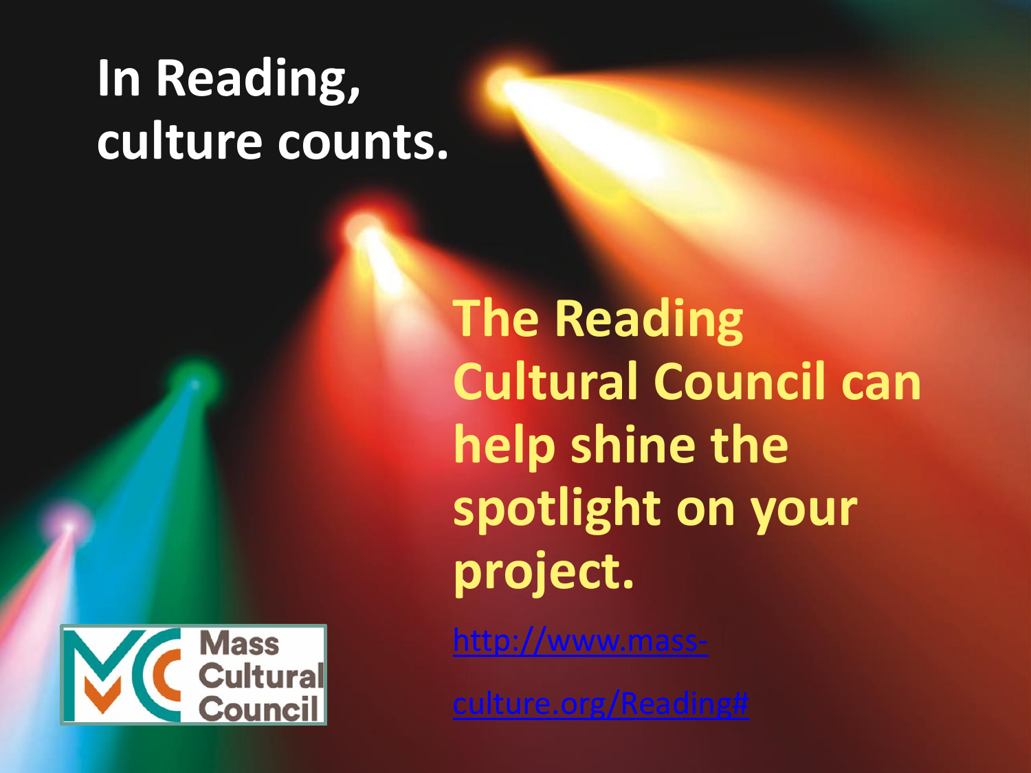# In Reading, culture counts.

**The Reading Cultural Council can help shine the spotlight on your project.**

http://www.mass-culture.org/Reading#

Mass Cultural Council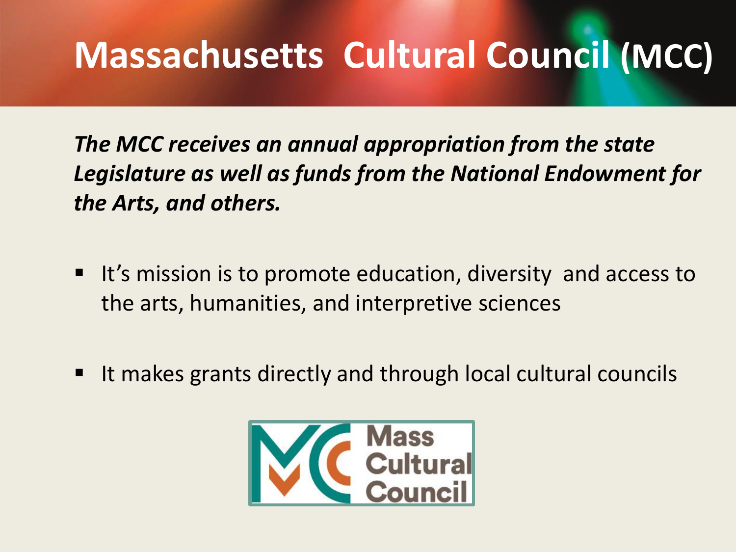# Massachusetts Cultural Council (MCC)

***The MCC receives an annual appropriation from the state Legislature as well as funds from the National Endowment for the Arts, and others.***

- It's mission is to promote education, diversity and access to the arts, humanities, and interpretive sciences
- It makes grants directly and through local cultural councils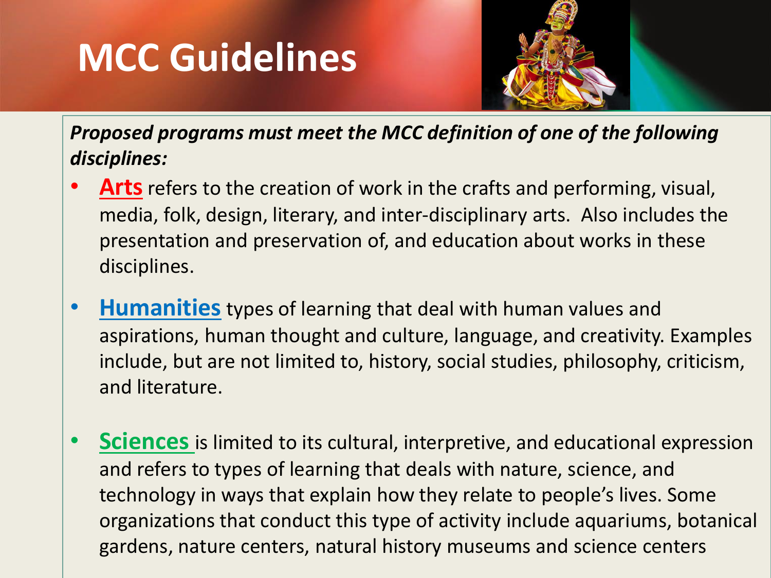# MCC Guidelines

***Proposed programs must meet the MCC definition of one of the following disciplines:***

- **Arts** refers to the creation of work in the crafts and performing, visual, media, folk, design, literary, and inter-disciplinary arts. Also includes the presentation and preservation of, and education about works in these disciplines.

- **Humanities** types of learning that deal with human values and aspirations, human thought and culture, language, and creativity. Examples include, but are not limited to, history, social studies, philosophy, criticism, and literature.

- **Sciences** is limited to its cultural, interpretive, and educational expression and refers to types of learning that deals with nature, science, and technology in ways that explain how they relate to people's lives. Some organizations that conduct this type of activity include aquariums, botanical gardens, nature centers, natural history museums and science centers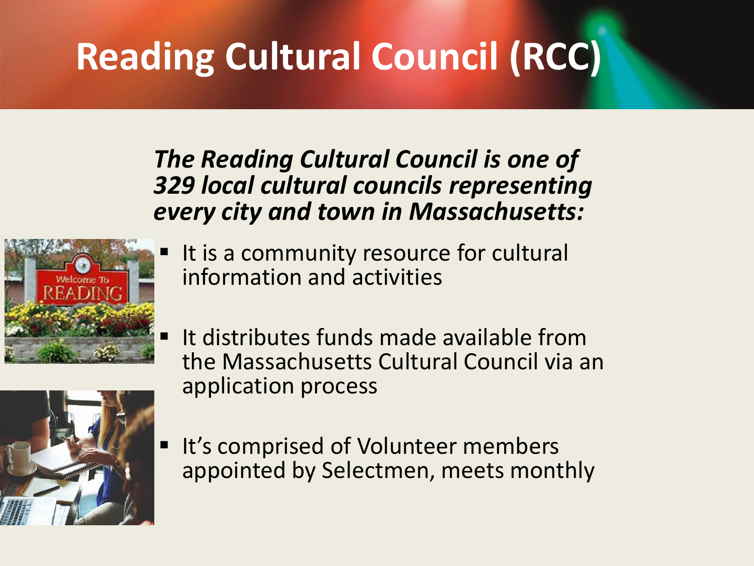# Reading Cultural Council (RCC)

***The Reading Cultural Council is one of 329 local cultural councils representing every city and town in Massachusetts:***

- It is a community resource for cultural information and activities
- It distributes funds made available from the Massachusetts Cultural Council via an application process
- It's comprised of Volunteer members appointed by Selectmen, meets monthly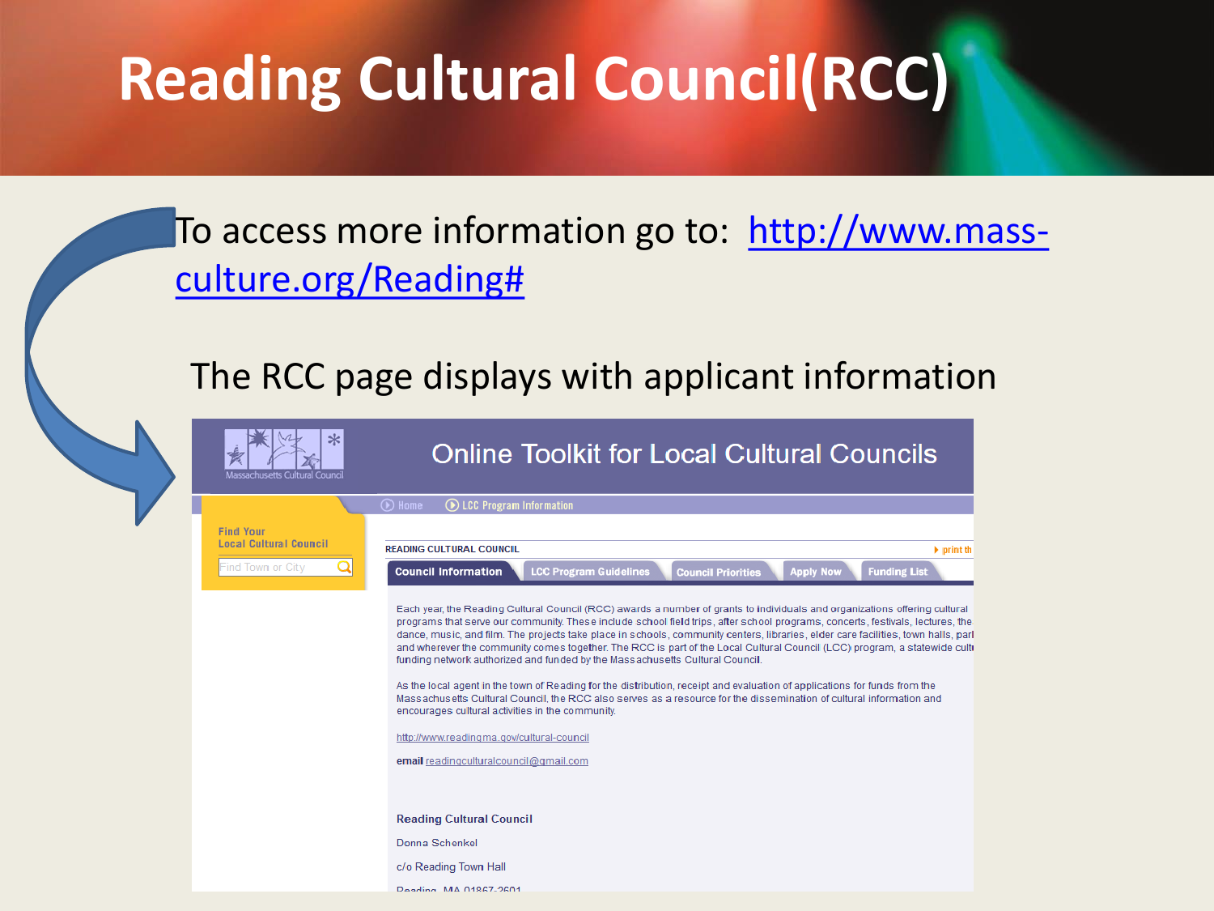# Reading Cultural Council(RCC)

To access more information go to: http://www.mass-culture.org/Reading#

The RCC page displays with applicant information

Online Toolkit for Local Cultural Councils

Home | LCC Program Information

Find Your Local Cultural Council

Find Town or City

READING CULTURAL COUNCIL

print th

Council Information | LCC Program Guidelines | Council Priorities | Apply Now | Funding List

Each year, the Reading Cultural Council (RCC) awards a number of grants to individuals and organizations offering cultural programs that serve our community. These include school field trips, after school programs, concerts, festivals, lectures, the dance, music, and film. The projects take place in schools, community centers, libraries, elder care facilities, town halls, parl and wherever the community comes together. The RCC is part of the Local Cultural Council (LCC) program, a statewide cult funding network authorized and funded by the Massachusetts Cultural Council.

As the local agent in the town of Reading for the distribution, receipt and evaluation of applications for funds from the Massachusetts Cultural Council, the RCC also serves as a resource for the dissemination of cultural information and encourages cultural activities in the community.

http://www.readingma.gov/cultural-council

email readingculturalcouncil@gmail.com

**Reading Cultural Council**

Donna Schenkel

c/o Reading Town Hall

Reading, MA 01867-2601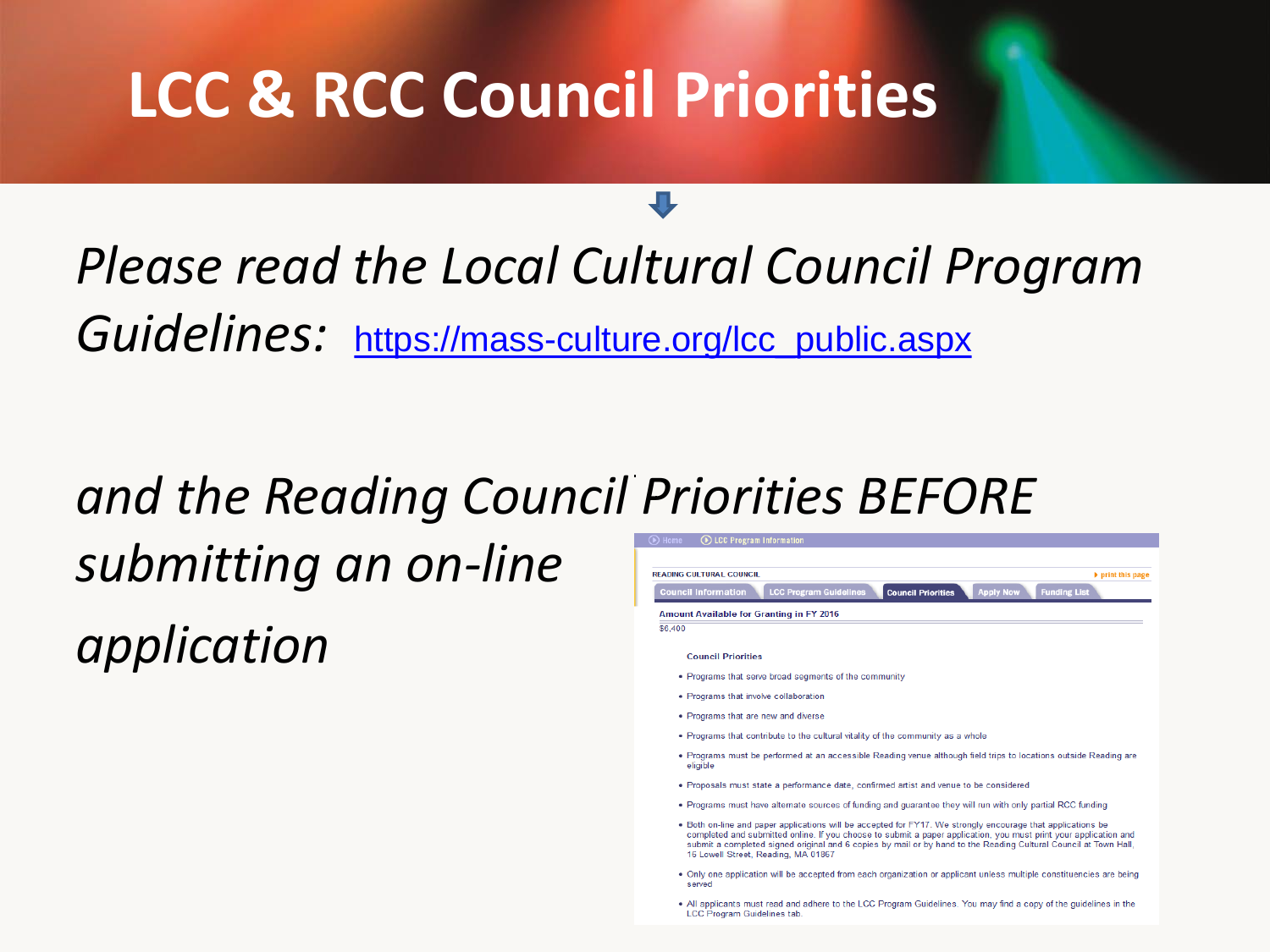# LCC & RCC Council Priorities

*Please read the Local Cultural Council Program Guidelines:* https://mass-culture.org/lcc_public.aspx

*and the Reading Council Priorities BEFORE submitting an on-line application*

Home | LCC Program Information

READING CULTURAL COUNCIL

print this page

Council Information | LCC Program Guidelines | Council Priorities | Apply Now | Funding List

**Amount Available for Granting in FY 2016**

$6,400

**Council Priorities**

- Programs that serve broad segments of the community
- Programs that involve collaboration
- Programs that are new and diverse
- Programs that contribute to the cultural vitality of the community as a whole
- Programs must be performed at an accessible Reading venue although field trips to locations outside Reading are eligible
- Proposals must state a performance date, confirmed artist and venue to be considered
- Programs must have alternate sources of funding and guarantee they will run with only partial RCC funding
- Both on-line and paper applications will be accepted for FY17. We strongly encourage that applications be completed and submitted online. If you choose to submit a paper application, you must print your application and submit a completed signed original and 6 copies by mail or by hand to the Reading Cultural Council at Town Hall, 16 Lowell Street, Reading, MA 01867
- Only one application will be accepted from each organization or applicant unless multiple constituencies are being served
- All applicants must read and adhere to the LCC Program Guidelines. You may find a copy of the guidelines in the LCC Program Guidelines tab.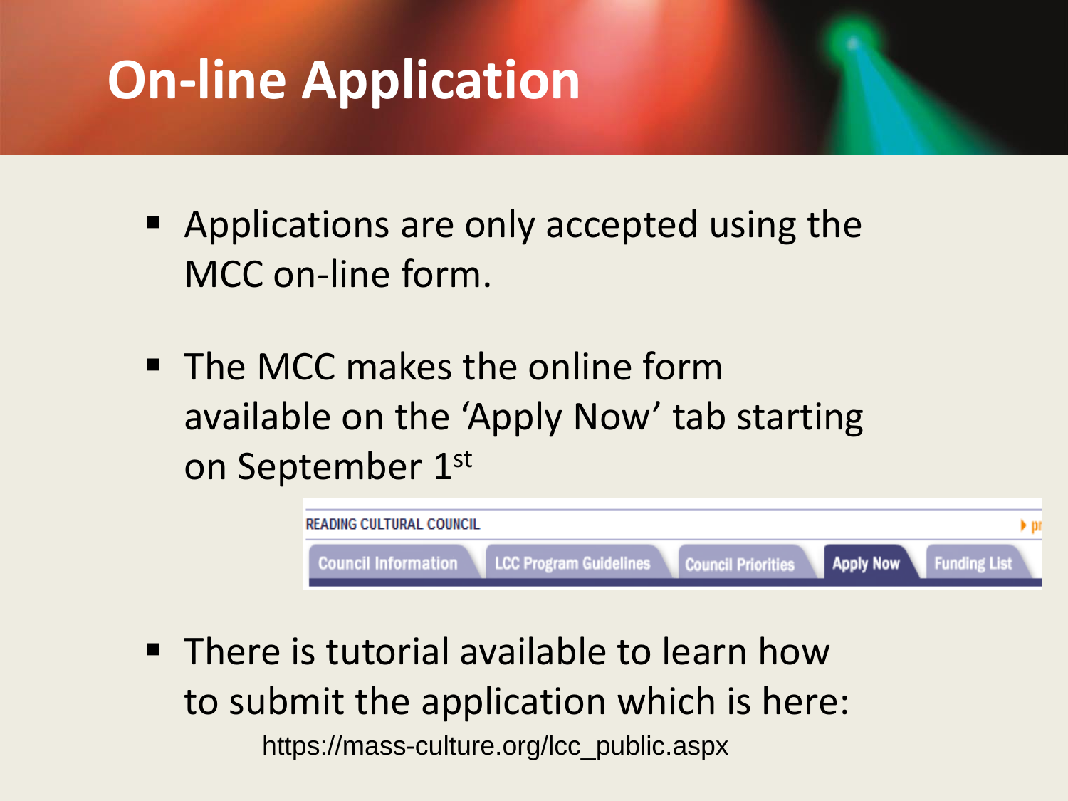# On-line Application

- Applications are only accepted using the MCC on-line form.
- The MCC makes the online form available on the 'Apply Now' tab starting on September 1st

READING CULTURAL COUNCIL

Council Information | LCC Program Guidelines | Council Priorities | Apply Now | Funding List

- There is tutorial available to learn how to submit the application which is here:

https://mass-culture.org/lcc_public.aspx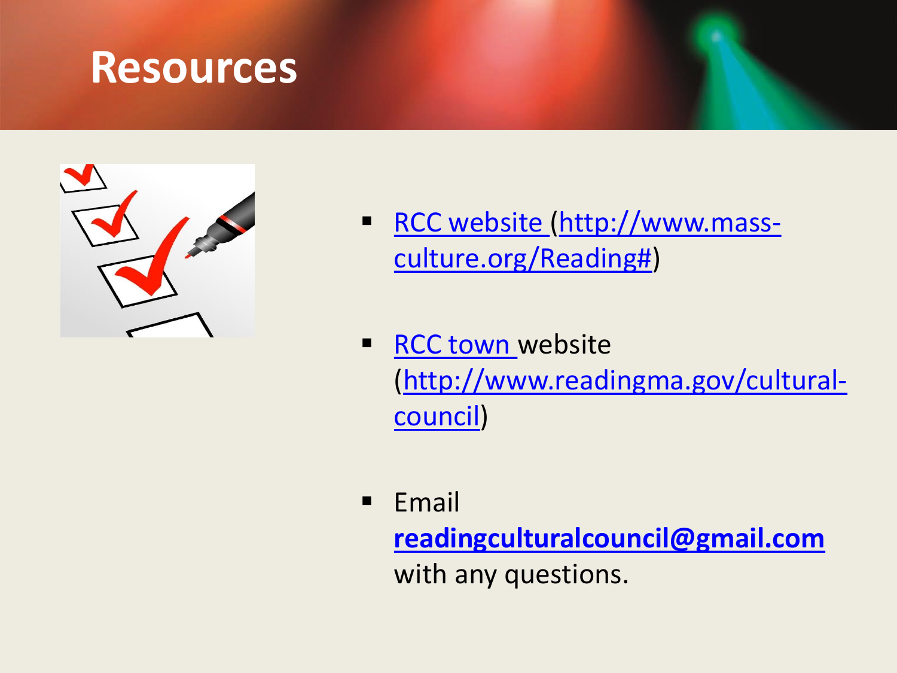# Resources

- RCC website (http://www.mass-culture.org/Reading#)
- RCC town website (http://www.readingma.gov/cultural-council)
- Email **readingculturalcouncil@gmail.com** with any questions.